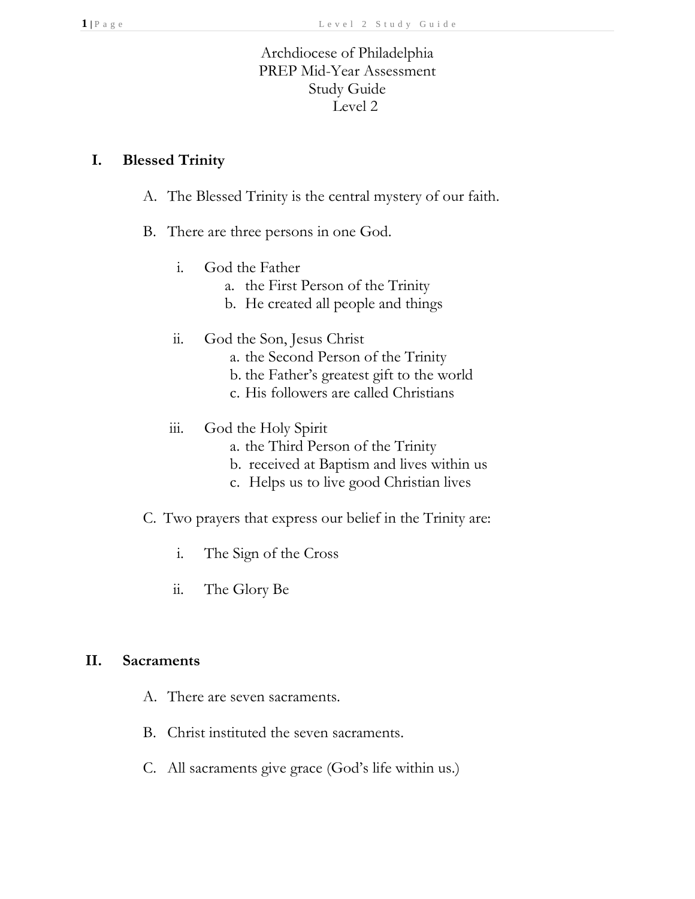Archdiocese of Philadelphia
PREP Mid-Year Assessment
Study Guide
Level 2

## I. Blessed Trinity

A. The Blessed Trinity is the central mystery of our faith.

B. There are three persons in one God.

- i. God the Father
  - a. the First Person of the Trinity
  - b. He created all people and things
- ii. God the Son, Jesus Christ
  - a. the Second Person of the Trinity
  - b. the Father's greatest gift to the world
  - c. His followers are called Christians
- iii. God the Holy Spirit
  - a. the Third Person of the Trinity
  - b. received at Baptism and lives within us
  - c. Helps us to live good Christian lives

C. Two prayers that express our belief in the Trinity are:

- i. The Sign of the Cross
- ii. The Glory Be

## II. Sacraments

A. There are seven sacraments.

B. Christ instituted the seven sacraments.

C. All sacraments give grace (God's life within us.)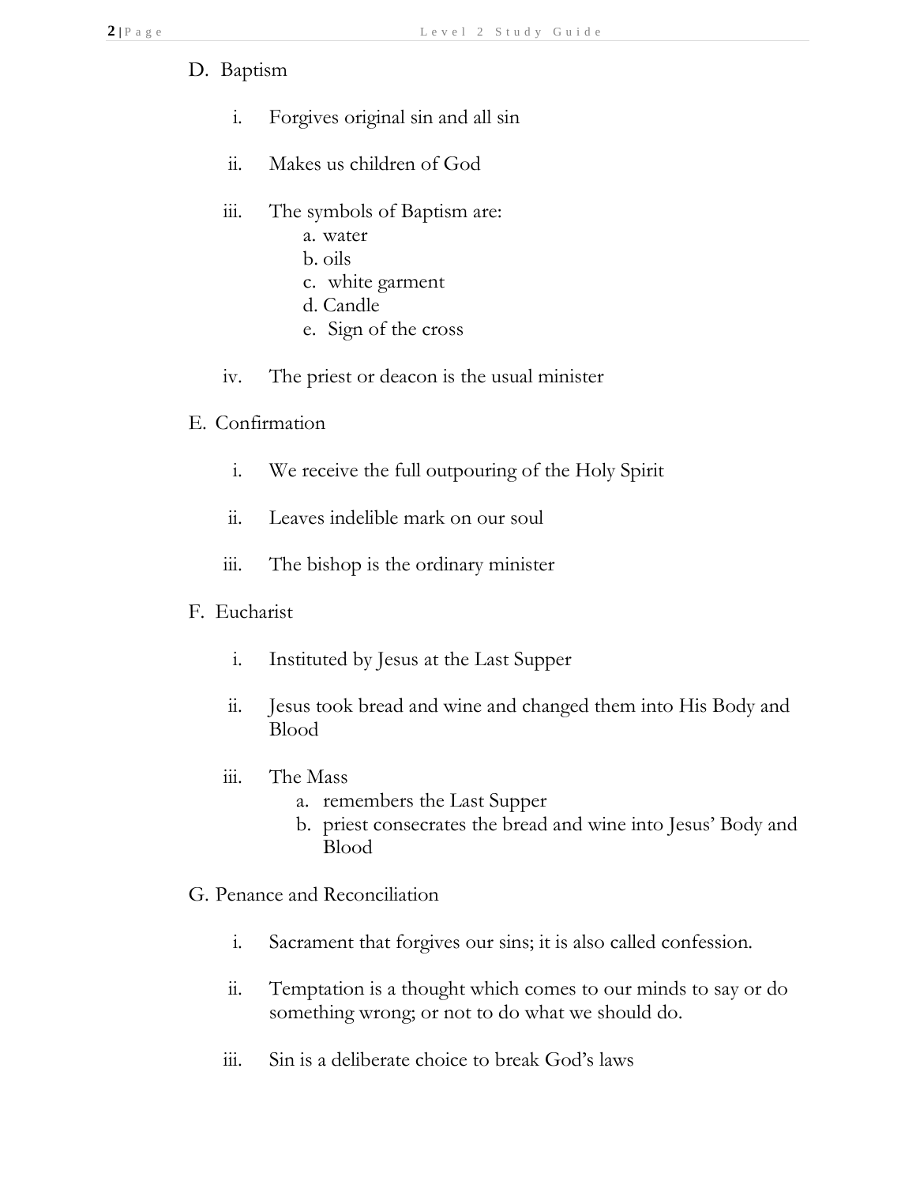D. Baptism

i. Forgives original sin and all sin

ii. Makes us children of God

iii. The symbols of Baptism are:
   a. water
   b. oils
   c. white garment
   d. Candle
   e. Sign of the cross

iv. The priest or deacon is the usual minister

E. Confirmation

i. We receive the full outpouring of the Holy Spirit

ii. Leaves indelible mark on our soul

iii. The bishop is the ordinary minister

F. Eucharist

i. Instituted by Jesus at the Last Supper

ii. Jesus took bread and wine and changed them into His Body and Blood

iii. The Mass
   a. remembers the Last Supper
   b. priest consecrates the bread and wine into Jesus' Body and Blood

G. Penance and Reconciliation

i. Sacrament that forgives our sins; it is also called confession.

ii. Temptation is a thought which comes to our minds to say or do something wrong; or not to do what we should do.

iii. Sin is a deliberate choice to break God's laws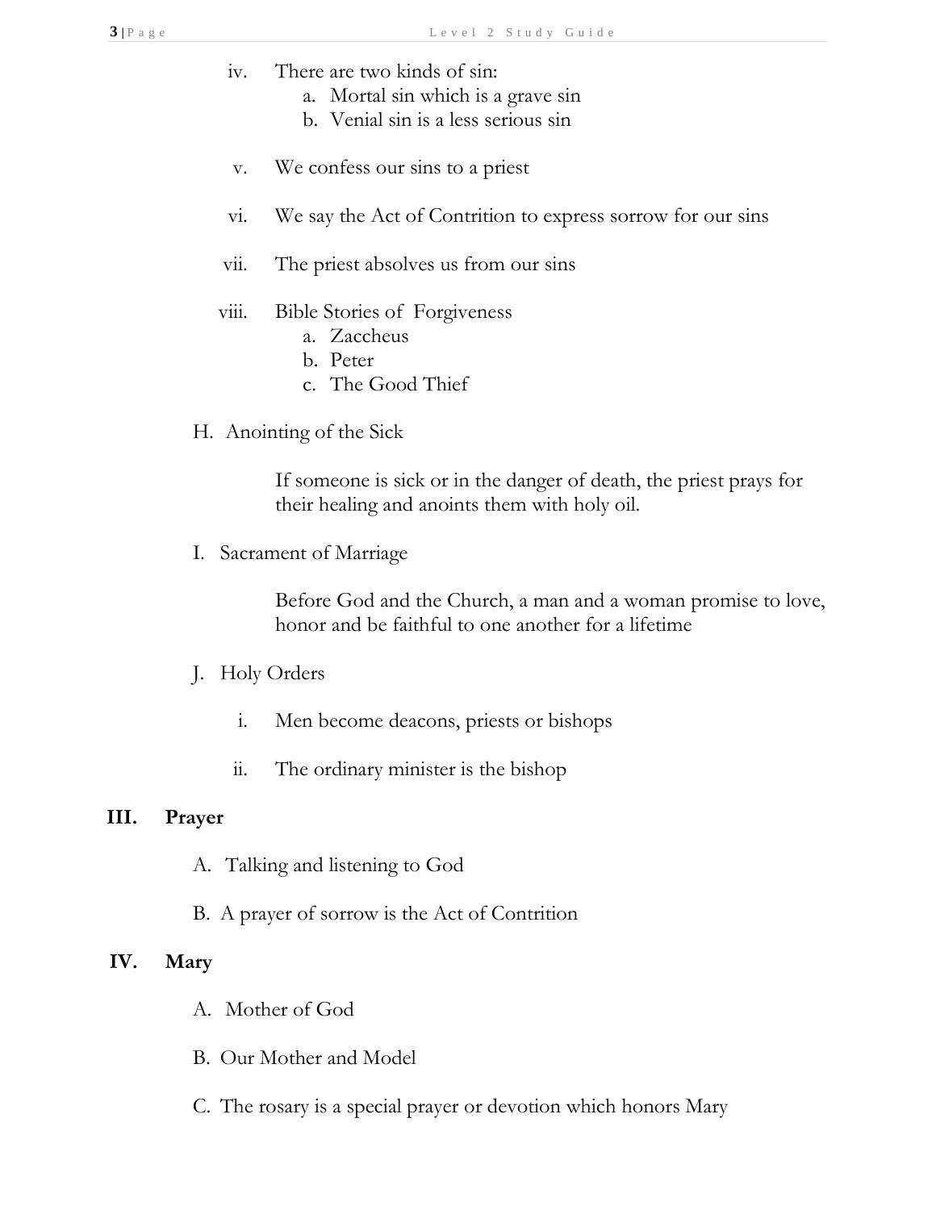- iv. There are two kinds of sin:
    - a. Mortal sin which is a grave sin
    - b. Venial sin is a less serious sin

- v. We confess our sins to a priest

- vi. We say the Act of Contrition to express sorrow for our sins

- vii. The priest absolves us from our sins

- viii. Bible Stories of Forgiveness
    - a. Zaccheus
    - b. Peter
    - c. The Good Thief

H. Anointing of the Sick

If someone is sick or in the danger of death, the priest prays for their healing and anoints them with holy oil.

I. Sacrament of Marriage

Before God and the Church, a man and a woman promise to love, honor and be faithful to one another for a lifetime

J. Holy Orders

- i. Men become deacons, priests or bishops

- ii. The ordinary minister is the bishop

## III. Prayer

A. Talking and listening to God

B. A prayer of sorrow is the Act of Contrition

## IV. Mary

A. Mother of God

B. Our Mother and Model

C. The rosary is a special prayer or devotion which honors Mary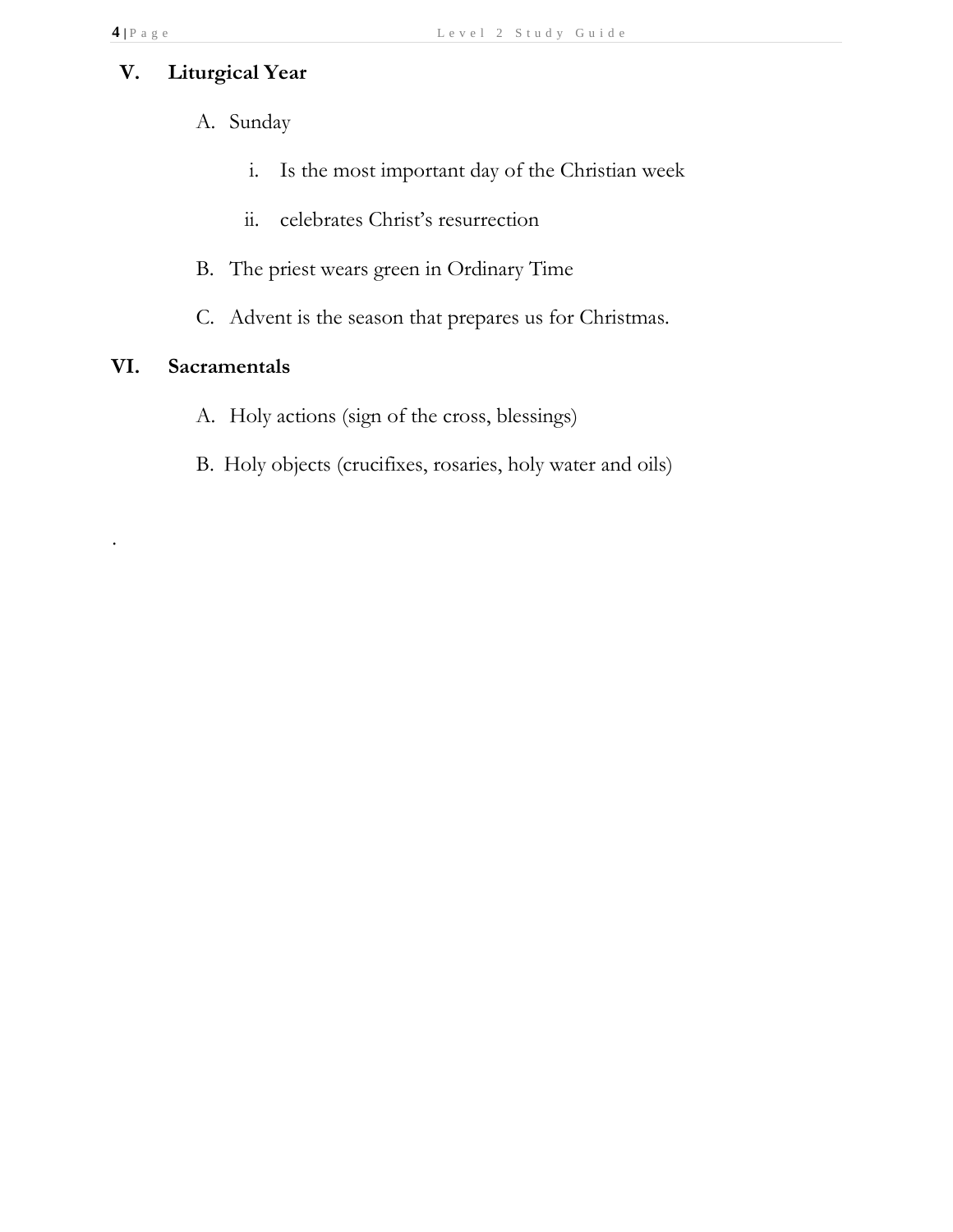## V. Liturgical Year

A. Sunday

   i. Is the most important day of the Christian week

   ii. celebrates Christ's resurrection

B. The priest wears green in Ordinary Time

C. Advent is the season that prepares us for Christmas.

## VI. Sacramentals

A. Holy actions (sign of the cross, blessings)

B. Holy objects (crucifixes, rosaries, holy water and oils)

.